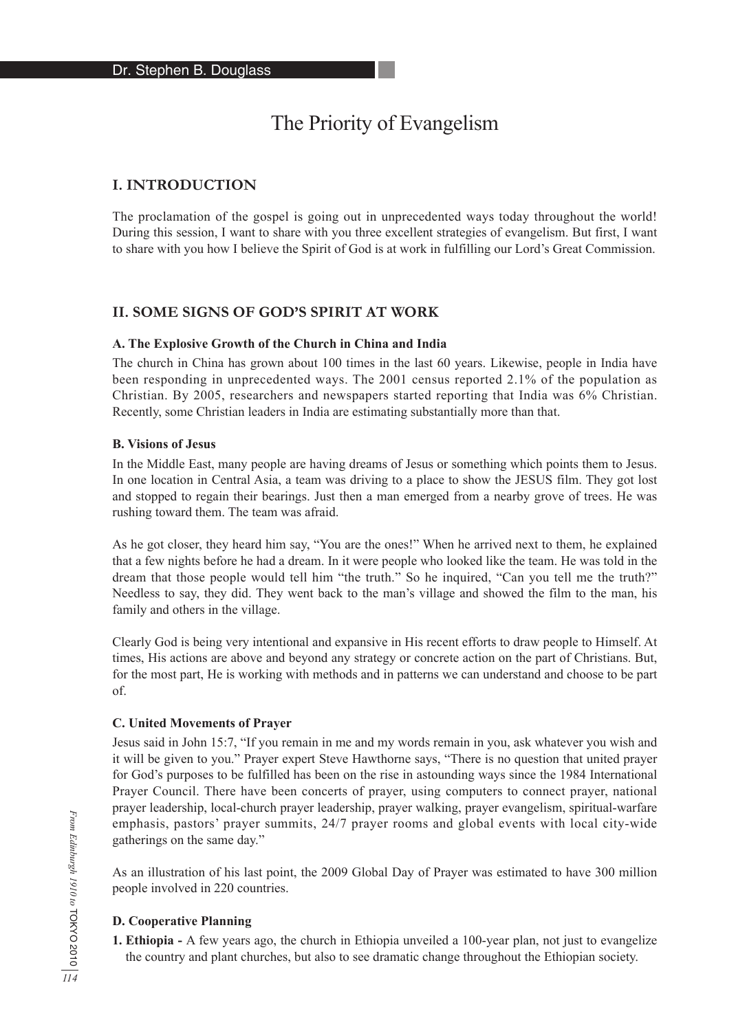Dr. Stephen B. Douglass

# The Priority of Evangelism

## I. INTRODUCTION

The proclamation of the gospel is going out in unprecedented ways today throughout the world! During this session, I want to share with you three excellent strategies of evangelism. But first, I want to share with you how I believe the Spirit of God is at work in fulfilling our Lord's Great Commission.

## II. SOME SIGNS OF GOD'S SPIRIT AT WORK

### A. The Explosive Growth of the Church in China and India

The church in China has grown about 100 times in the last 60 years. Likewise, people in India have been responding in unprecedented ways. The 2001 census reported 2.1% of the population as Christian. By 2005, researchers and newspapers started reporting that India was 6% Christian. Recently, some Christian leaders in India are estimating substantially more than that.

### B. Visions of Jesus

In the Middle East, many people are having dreams of Jesus or something which points them to Jesus. In one location in Central Asia, a team was driving to a place to show the JESUS film. They got lost and stopped to regain their bearings. Just then a man emerged from a nearby grove of trees. He was rushing toward them. The team was afraid.

As he got closer, they heard him say, "You are the ones!" When he arrived next to them, he explained that a few nights before he had a dream. In it were people who looked like the team. He was told in the dream that those people would tell him "the truth." So he inquired, "Can you tell me the truth?" Needless to say, they did. They went back to the man's village and showed the film to the man, his family and others in the village.

Clearly God is being very intentional and expansive in His recent efforts to draw people to Himself. At times, His actions are above and beyond any strategy or concrete action on the part of Christians. But, for the most part, He is working with methods and in patterns we can understand and choose to be part of.

### C. United Movements of Prayer

Jesus said in John 15:7, "If you remain in me and my words remain in you, ask whatever you wish and it will be given to you." Prayer expert Steve Hawthorne says, "There is no question that united prayer for God's purposes to be fulfilled has been on the rise in astounding ways since the 1984 International Prayer Council. There have been concerts of prayer, using computers to connect prayer, national prayer leadership, local-church prayer leadership, prayer walking, prayer evangelism, spiritual-warfare emphasis, pastors' prayer summits, 24/7 prayer rooms and global events with local city-wide gatherings on the same day."

As an illustration of his last point, the 2009 Global Day of Prayer was estimated to have 300 million people involved in 220 countries.

### D. Cooperative Planning

1. **Ethiopia -** A few years ago, the church in Ethiopia unveiled a 100-year plan, not just to evangelize the country and plant churches, but also to see dramatic change throughout the Ethiopian society.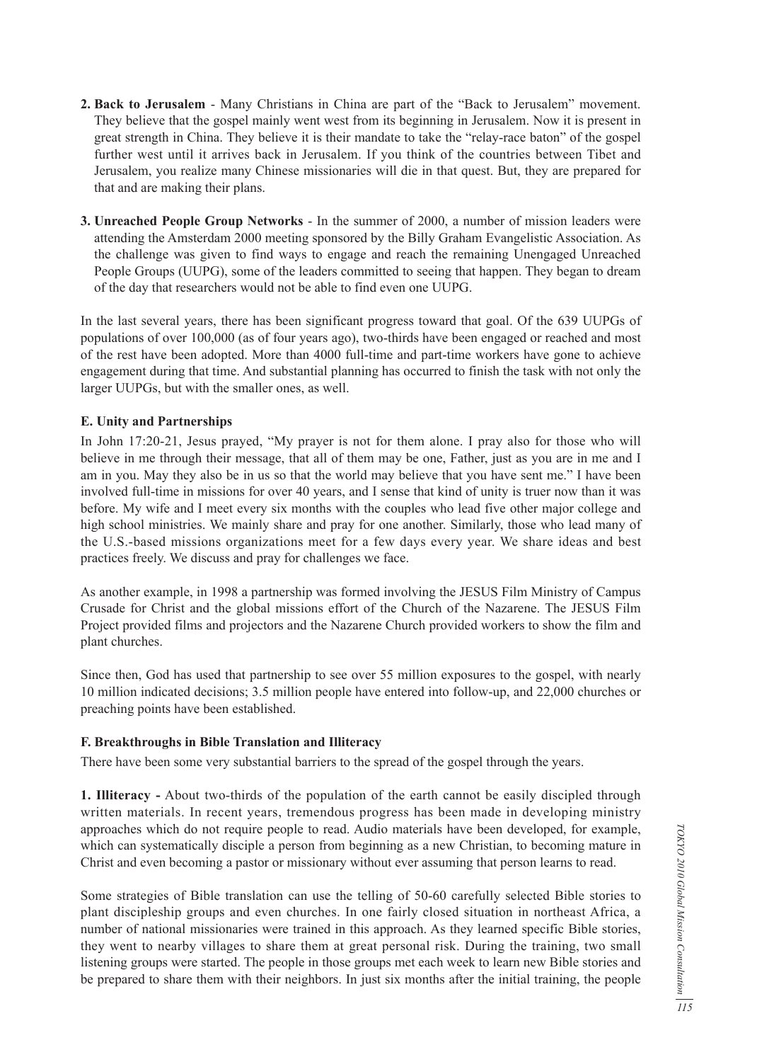2. **Back to Jerusalem** - Many Christians in China are part of the "Back to Jerusalem" movement. They believe that the gospel mainly went west from its beginning in Jerusalem. Now it is present in great strength in China. They believe it is their mandate to take the "relay-race baton" of the gospel further west until it arrives back in Jerusalem. If you think of the countries between Tibet and Jerusalem, you realize many Chinese missionaries will die in that quest. But, they are prepared for that and are making their plans.

3. **Unreached People Group Networks** - In the summer of 2000, a number of mission leaders were attending the Amsterdam 2000 meeting sponsored by the Billy Graham Evangelistic Association. As the challenge was given to find ways to engage and reach the remaining Unengaged Unreached People Groups (UUPG), some of the leaders committed to seeing that happen. They began to dream of the day that researchers would not be able to find even one UUPG.

In the last several years, there has been significant progress toward that goal. Of the 639 UUPGs of populations of over 100,000 (as of four years ago), two-thirds have been engaged or reached and most of the rest have been adopted. More than 4000 full-time and part-time workers have gone to achieve engagement during that time. And substantial planning has occurred to finish the task with not only the larger UUPGs, but with the smaller ones, as well.

### E. Unity and Partnerships

In John 17:20-21, Jesus prayed, "My prayer is not for them alone. I pray also for those who will believe in me through their message, that all of them may be one, Father, just as you are in me and I am in you. May they also be in us so that the world may believe that you have sent me." I have been involved full-time in missions for over 40 years, and I sense that kind of unity is truer now than it was before. My wife and I meet every six months with the couples who lead five other major college and high school ministries. We mainly share and pray for one another. Similarly, those who lead many of the U.S.-based missions organizations meet for a few days every year. We share ideas and best practices freely. We discuss and pray for challenges we face.

As another example, in 1998 a partnership was formed involving the JESUS Film Ministry of Campus Crusade for Christ and the global missions effort of the Church of the Nazarene. The JESUS Film Project provided films and projectors and the Nazarene Church provided workers to show the film and plant churches.

Since then, God has used that partnership to see over 55 million exposures to the gospel, with nearly 10 million indicated decisions; 3.5 million people have entered into follow-up, and 22,000 churches or preaching points have been established.

### F. Breakthroughs in Bible Translation and Illiteracy

There have been some very substantial barriers to the spread of the gospel through the years.

**1. Illiteracy -** About two-thirds of the population of the earth cannot be easily discipled through written materials. In recent years, tremendous progress has been made in developing ministry approaches which do not require people to read. Audio materials have been developed, for example, which can systematically disciple a person from beginning as a new Christian, to becoming mature in Christ and even becoming a pastor or missionary without ever assuming that person learns to read.

Some strategies of Bible translation can use the telling of 50-60 carefully selected Bible stories to plant discipleship groups and even churches. In one fairly closed situation in northeast Africa, a number of national missionaries were trained in this approach. As they learned specific Bible stories, they went to nearby villages to share them at great personal risk. During the training, two small listening groups were started. The people in those groups met each week to learn new Bible stories and be prepared to share them with their neighbors. In just six months after the initial training, the people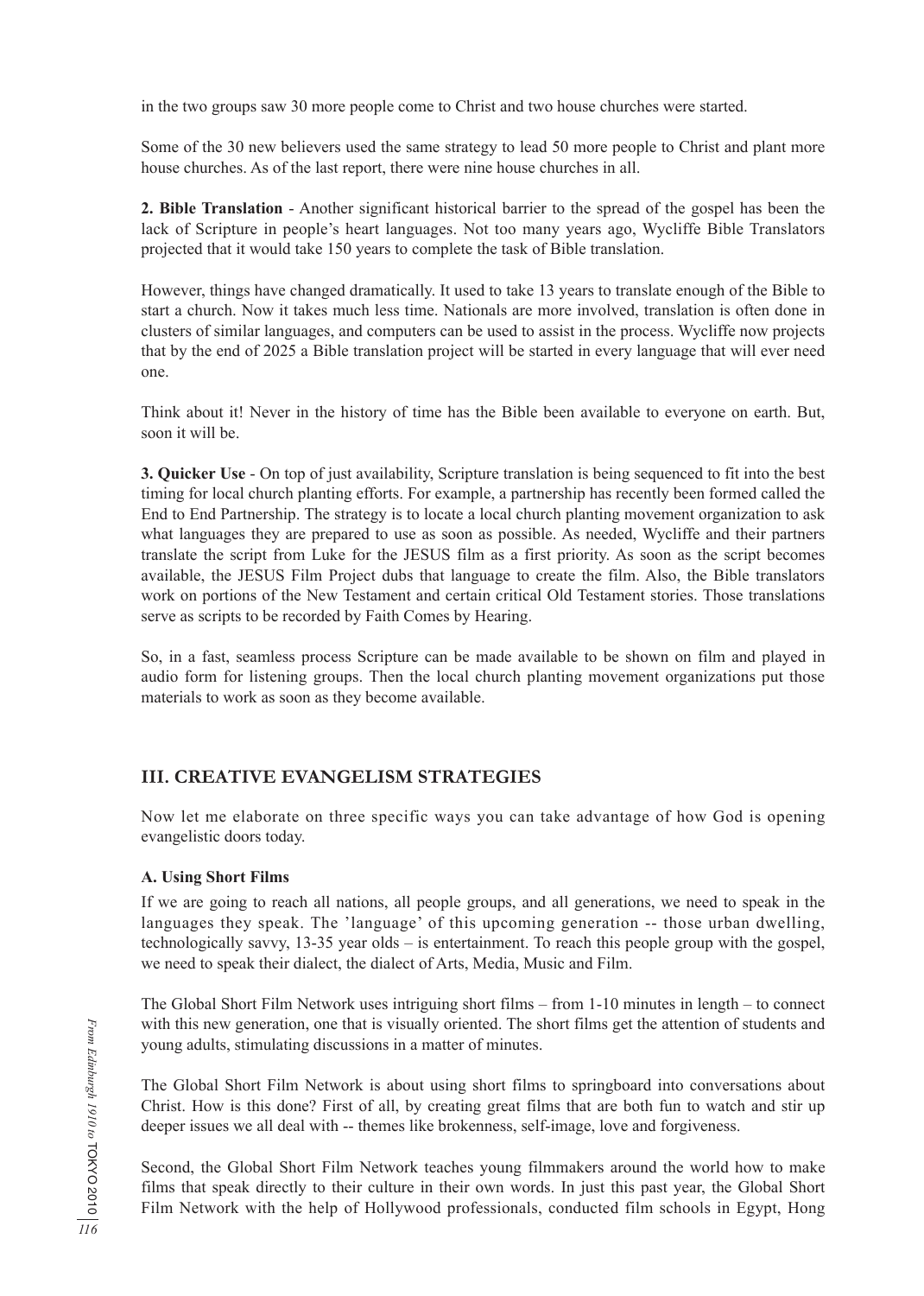in the two groups saw 30 more people come to Christ and two house churches were started.

Some of the 30 new believers used the same strategy to lead 50 more people to Christ and plant more house churches. As of the last report, there were nine house churches in all.

**2. Bible Translation** - Another significant historical barrier to the spread of the gospel has been the lack of Scripture in people's heart languages. Not too many years ago, Wycliffe Bible Translators projected that it would take 150 years to complete the task of Bible translation.

However, things have changed dramatically. It used to take 13 years to translate enough of the Bible to start a church. Now it takes much less time. Nationals are more involved, translation is often done in clusters of similar languages, and computers can be used to assist in the process. Wycliffe now projects that by the end of 2025 a Bible translation project will be started in every language that will ever need one.

Think about it! Never in the history of time has the Bible been available to everyone on earth. But, soon it will be.

**3. Quicker Use** - On top of just availability, Scripture translation is being sequenced to fit into the best timing for local church planting efforts. For example, a partnership has recently been formed called the End to End Partnership. The strategy is to locate a local church planting movement organization to ask what languages they are prepared to use as soon as possible. As needed, Wycliffe and their partners translate the script from Luke for the JESUS film as a first priority. As soon as the script becomes available, the JESUS Film Project dubs that language to create the film. Also, the Bible translators work on portions of the New Testament and certain critical Old Testament stories. Those translations serve as scripts to be recorded by Faith Comes by Hearing.

So, in a fast, seamless process Scripture can be made available to be shown on film and played in audio form for listening groups. Then the local church planting movement organizations put those materials to work as soon as they become available.

## III. CREATIVE EVANGELISM STRATEGIES

Now let me elaborate on three specific ways you can take advantage of how God is opening evangelistic doors today.

### A. Using Short Films

If we are going to reach all nations, all people groups, and all generations, we need to speak in the languages they speak. The 'language' of this upcoming generation -- those urban dwelling, technologically savvy, 13-35 year olds – is entertainment. To reach this people group with the gospel, we need to speak their dialect, the dialect of Arts, Media, Music and Film.

The Global Short Film Network uses intriguing short films – from 1-10 minutes in length – to connect with this new generation, one that is visually oriented. The short films get the attention of students and young adults, stimulating discussions in a matter of minutes.

The Global Short Film Network is about using short films to springboard into conversations about Christ. How is this done? First of all, by creating great films that are both fun to watch and stir up deeper issues we all deal with -- themes like brokenness, self-image, love and forgiveness.

Second, the Global Short Film Network teaches young filmmakers around the world how to make films that speak directly to their culture in their own words. In just this past year, the Global Short Film Network with the help of Hollywood professionals, conducted film schools in Egypt, Hong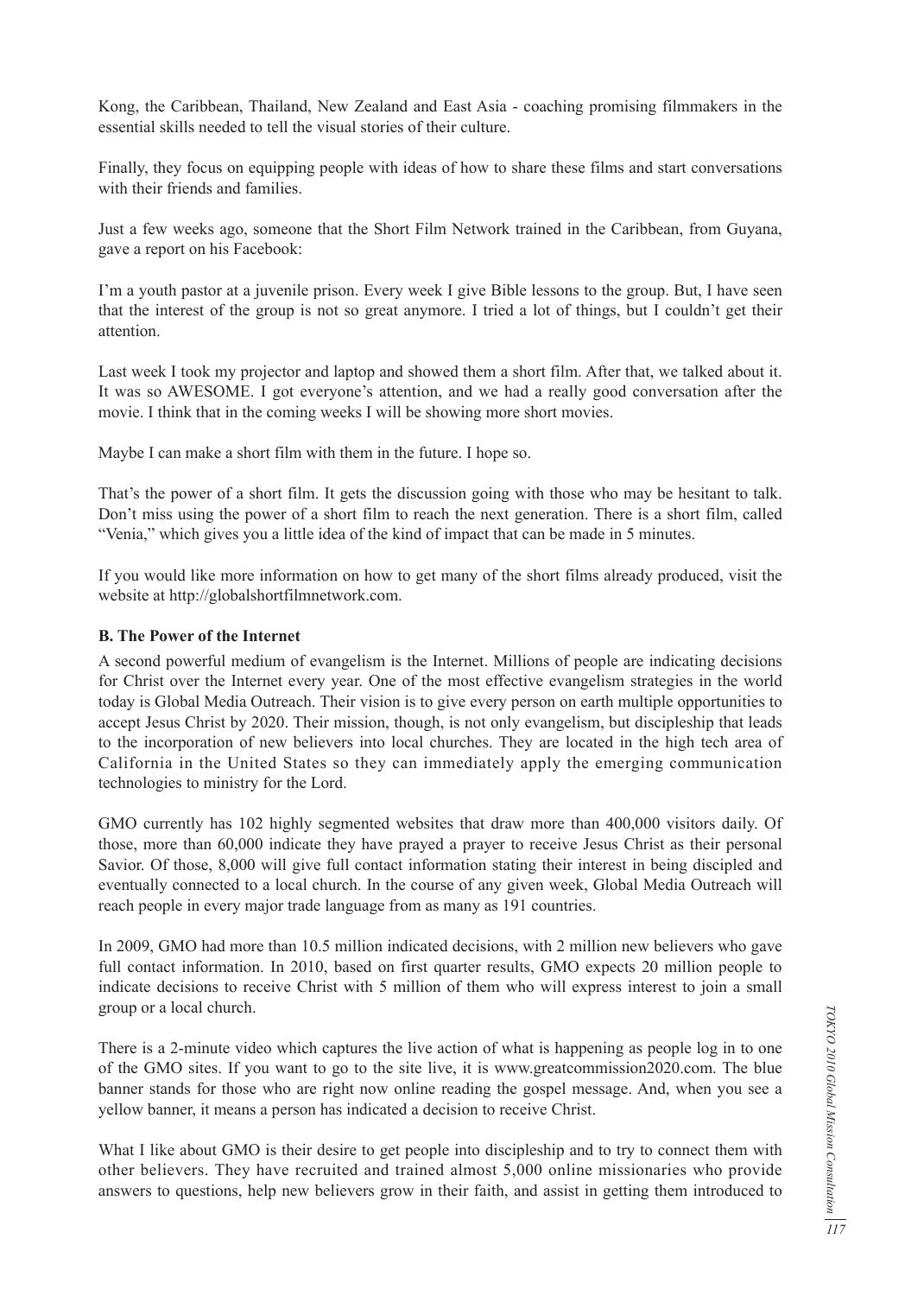Kong, the Caribbean, Thailand, New Zealand and East Asia - coaching promising filmmakers in the essential skills needed to tell the visual stories of their culture.

Finally, they focus on equipping people with ideas of how to share these films and start conversations with their friends and families.

Just a few weeks ago, someone that the Short Film Network trained in the Caribbean, from Guyana, gave a report on his Facebook:

I'm a youth pastor at a juvenile prison. Every week I give Bible lessons to the group. But, I have seen that the interest of the group is not so great anymore. I tried a lot of things, but I couldn't get their attention.

Last week I took my projector and laptop and showed them a short film. After that, we talked about it. It was so AWESOME. I got everyone's attention, and we had a really good conversation after the movie. I think that in the coming weeks I will be showing more short movies.

Maybe I can make a short film with them in the future. I hope so.

That's the power of a short film. It gets the discussion going with those who may be hesitant to talk. Don't miss using the power of a short film to reach the next generation. There is a short film, called "Venia," which gives you a little idea of the kind of impact that can be made in 5 minutes.

If you would like more information on how to get many of the short films already produced, visit the website at http://globalshortfilmnetwork.com.

**B. The Power of the Internet**

A second powerful medium of evangelism is the Internet. Millions of people are indicating decisions for Christ over the Internet every year. One of the most effective evangelism strategies in the world today is Global Media Outreach. Their vision is to give every person on earth multiple opportunities to accept Jesus Christ by 2020. Their mission, though, is not only evangelism, but discipleship that leads to the incorporation of new believers into local churches. They are located in the high tech area of California in the United States so they can immediately apply the emerging communication technologies to ministry for the Lord.

GMO currently has 102 highly segmented websites that draw more than 400,000 visitors daily. Of those, more than 60,000 indicate they have prayed a prayer to receive Jesus Christ as their personal Savior. Of those, 8,000 will give full contact information stating their interest in being discipled and eventually connected to a local church. In the course of any given week, Global Media Outreach will reach people in every major trade language from as many as 191 countries.

In 2009, GMO had more than 10.5 million indicated decisions, with 2 million new believers who gave full contact information. In 2010, based on first quarter results, GMO expects 20 million people to indicate decisions to receive Christ with 5 million of them who will express interest to join a small group or a local church.

There is a 2-minute video which captures the live action of what is happening as people log in to one of the GMO sites. If you want to go to the site live, it is www.greatcommission2020.com. The blue banner stands for those who are right now online reading the gospel message. And, when you see a yellow banner, it means a person has indicated a decision to receive Christ.

What I like about GMO is their desire to get people into discipleship and to try to connect them with other believers. They have recruited and trained almost 5,000 online missionaries who provide answers to questions, help new believers grow in their faith, and assist in getting them introduced to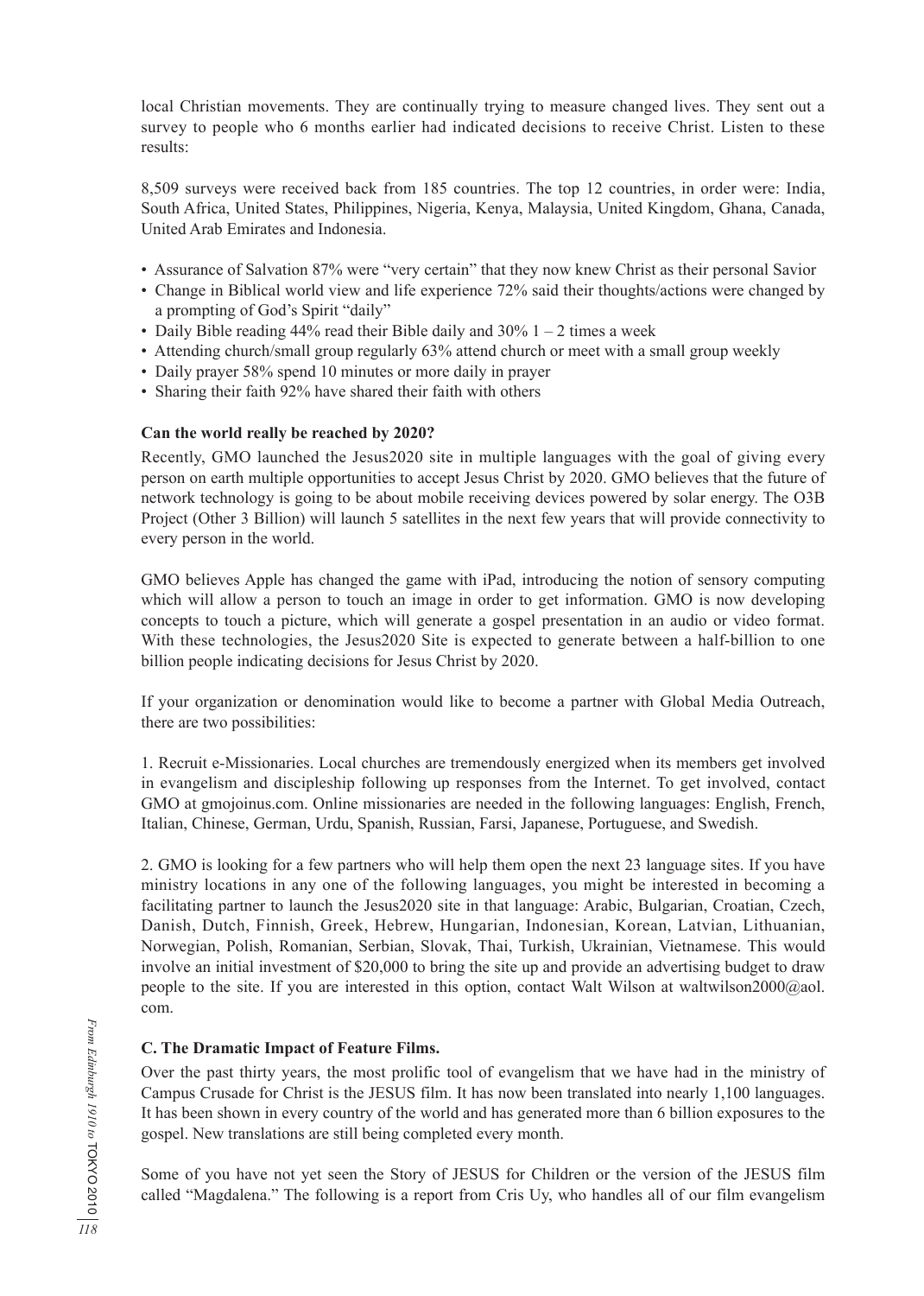local Christian movements. They are continually trying to measure changed lives. They sent out a survey to people who 6 months earlier had indicated decisions to receive Christ. Listen to these results:

8,509 surveys were received back from 185 countries. The top 12 countries, in order were: India, South Africa, United States, Philippines, Nigeria, Kenya, Malaysia, United Kingdom, Ghana, Canada, United Arab Emirates and Indonesia.

- Assurance of Salvation 87% were "very certain" that they now knew Christ as their personal Savior
- Change in Biblical world view and life experience 72% said their thoughts/actions were changed by a prompting of God's Spirit "daily"
- Daily Bible reading 44% read their Bible daily and 30% 1 – 2 times a week
- Attending church/small group regularly 63% attend church or meet with a small group weekly
- Daily prayer 58% spend 10 minutes or more daily in prayer
- Sharing their faith 92% have shared their faith with others

**Can the world really be reached by 2020?**

Recently, GMO launched the Jesus2020 site in multiple languages with the goal of giving every person on earth multiple opportunities to accept Jesus Christ by 2020. GMO believes that the future of network technology is going to be about mobile receiving devices powered by solar energy. The O3B Project (Other 3 Billion) will launch 5 satellites in the next few years that will provide connectivity to every person in the world.

GMO believes Apple has changed the game with iPad, introducing the notion of sensory computing which will allow a person to touch an image in order to get information. GMO is now developing concepts to touch a picture, which will generate a gospel presentation in an audio or video format. With these technologies, the Jesus2020 Site is expected to generate between a half-billion to one billion people indicating decisions for Jesus Christ by 2020.

If your organization or denomination would like to become a partner with Global Media Outreach, there are two possibilities:

1. Recruit e-Missionaries. Local churches are tremendously energized when its members get involved in evangelism and discipleship following up responses from the Internet. To get involved, contact GMO at gmojoinus.com. Online missionaries are needed in the following languages: English, French, Italian, Chinese, German, Urdu, Spanish, Russian, Farsi, Japanese, Portuguese, and Swedish.

2. GMO is looking for a few partners who will help them open the next 23 language sites. If you have ministry locations in any one of the following languages, you might be interested in becoming a facilitating partner to launch the Jesus2020 site in that language: Arabic, Bulgarian, Croatian, Czech, Danish, Dutch, Finnish, Greek, Hebrew, Hungarian, Indonesian, Korean, Latvian, Lithuanian, Norwegian, Polish, Romanian, Serbian, Slovak, Thai, Turkish, Ukrainian, Vietnamese. This would involve an initial investment of $20,000 to bring the site up and provide an advertising budget to draw people to the site. If you are interested in this option, contact Walt Wilson at waltwilson2000@aol.com.

**C. The Dramatic Impact of Feature Films.**

Over the past thirty years, the most prolific tool of evangelism that we have had in the ministry of Campus Crusade for Christ is the JESUS film. It has now been translated into nearly 1,100 languages. It has been shown in every country of the world and has generated more than 6 billion exposures to the gospel. New translations are still being completed every month.

Some of you have not yet seen the Story of JESUS for Children or the version of the JESUS film called "Magdalena." The following is a report from Cris Uy, who handles all of our film evangelism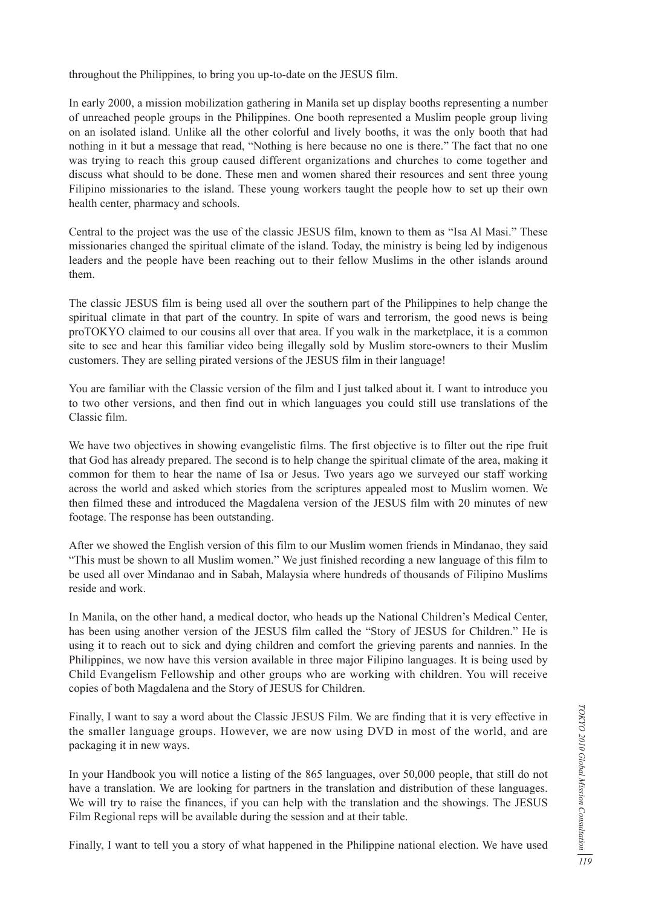throughout the Philippines, to bring you up-to-date on the JESUS film.

In early 2000, a mission mobilization gathering in Manila set up display booths representing a number of unreached people groups in the Philippines. One booth represented a Muslim people group living on an isolated island. Unlike all the other colorful and lively booths, it was the only booth that had nothing in it but a message that read, "Nothing is here because no one is there." The fact that no one was trying to reach this group caused different organizations and churches to come together and discuss what should to be done. These men and women shared their resources and sent three young Filipino missionaries to the island. These young workers taught the people how to set up their own health center, pharmacy and schools.

Central to the project was the use of the classic JESUS film, known to them as "Isa Al Masi." These missionaries changed the spiritual climate of the island. Today, the ministry is being led by indigenous leaders and the people have been reaching out to their fellow Muslims in the other islands around them.

The classic JESUS film is being used all over the southern part of the Philippines to help change the spiritual climate in that part of the country. In spite of wars and terrorism, the good news is being proTOKYO claimed to our cousins all over that area. If you walk in the marketplace, it is a common site to see and hear this familiar video being illegally sold by Muslim store-owners to their Muslim customers. They are selling pirated versions of the JESUS film in their language!

You are familiar with the Classic version of the film and I just talked about it. I want to introduce you to two other versions, and then find out in which languages you could still use translations of the Classic film.

We have two objectives in showing evangelistic films. The first objective is to filter out the ripe fruit that God has already prepared. The second is to help change the spiritual climate of the area, making it common for them to hear the name of Isa or Jesus. Two years ago we surveyed our staff working across the world and asked which stories from the scriptures appealed most to Muslim women. We then filmed these and introduced the Magdalena version of the JESUS film with 20 minutes of new footage. The response has been outstanding.

After we showed the English version of this film to our Muslim women friends in Mindanao, they said "This must be shown to all Muslim women." We just finished recording a new language of this film to be used all over Mindanao and in Sabah, Malaysia where hundreds of thousands of Filipino Muslims reside and work.

In Manila, on the other hand, a medical doctor, who heads up the National Children's Medical Center, has been using another version of the JESUS film called the "Story of JESUS for Children." He is using it to reach out to sick and dying children and comfort the grieving parents and nannies. In the Philippines, we now have this version available in three major Filipino languages. It is being used by Child Evangelism Fellowship and other groups who are working with children. You will receive copies of both Magdalena and the Story of JESUS for Children.

Finally, I want to say a word about the Classic JESUS Film. We are finding that it is very effective in the smaller language groups. However, we are now using DVD in most of the world, and are packaging it in new ways.

In your Handbook you will notice a listing of the 865 languages, over 50,000 people, that still do not have a translation. We are looking for partners in the translation and distribution of these languages. We will try to raise the finances, if you can help with the translation and the showings. The JESUS Film Regional reps will be available during the session and at their table.

Finally, I want to tell you a story of what happened in the Philippine national election. We have used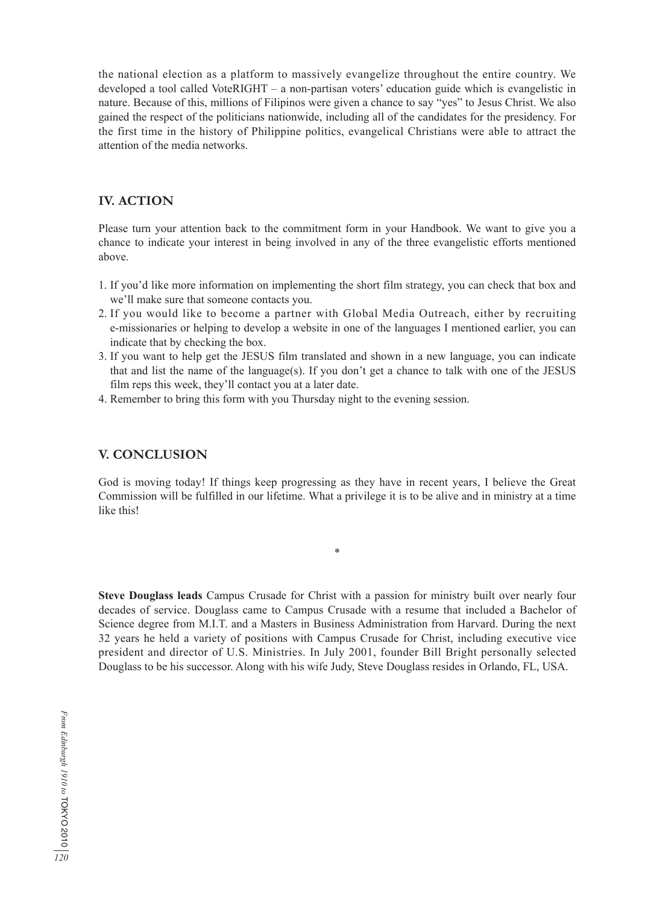the national election as a platform to massively evangelize throughout the entire country. We developed a tool called VoteRIGHT – a non-partisan voters' education guide which is evangelistic in nature. Because of this, millions of Filipinos were given a chance to say "yes" to Jesus Christ. We also gained the respect of the politicians nationwide, including all of the candidates for the presidency. For the first time in the history of Philippine politics, evangelical Christians were able to attract the attention of the media networks.

## IV. ACTION

Please turn your attention back to the commitment form in your Handbook. We want to give you a chance to indicate your interest in being involved in any of the three evangelistic efforts mentioned above.

1. If you'd like more information on implementing the short film strategy, you can check that box and we'll make sure that someone contacts you.
2. If you would like to become a partner with Global Media Outreach, either by recruiting e-missionaries or helping to develop a website in one of the languages I mentioned earlier, you can indicate that by checking the box.
3. If you want to help get the JESUS film translated and shown in a new language, you can indicate that and list the name of the language(s). If you don't get a chance to talk with one of the JESUS film reps this week, they'll contact you at a later date.
4. Remember to bring this form with you Thursday night to the evening session.

## V. CONCLUSION

God is moving today! If things keep progressing as they have in recent years, I believe the Great Commission will be fulfilled in our lifetime. What a privilege it is to be alive and in ministry at a time like this!

*

**Steve Douglass leads** Campus Crusade for Christ with a passion for ministry built over nearly four decades of service. Douglass came to Campus Crusade with a resume that included a Bachelor of Science degree from M.I.T. and a Masters in Business Administration from Harvard. During the next 32 years he held a variety of positions with Campus Crusade for Christ, including executive vice president and director of U.S. Ministries. In July 2001, founder Bill Bright personally selected Douglass to be his successor. Along with his wife Judy, Steve Douglass resides in Orlando, FL, USA.